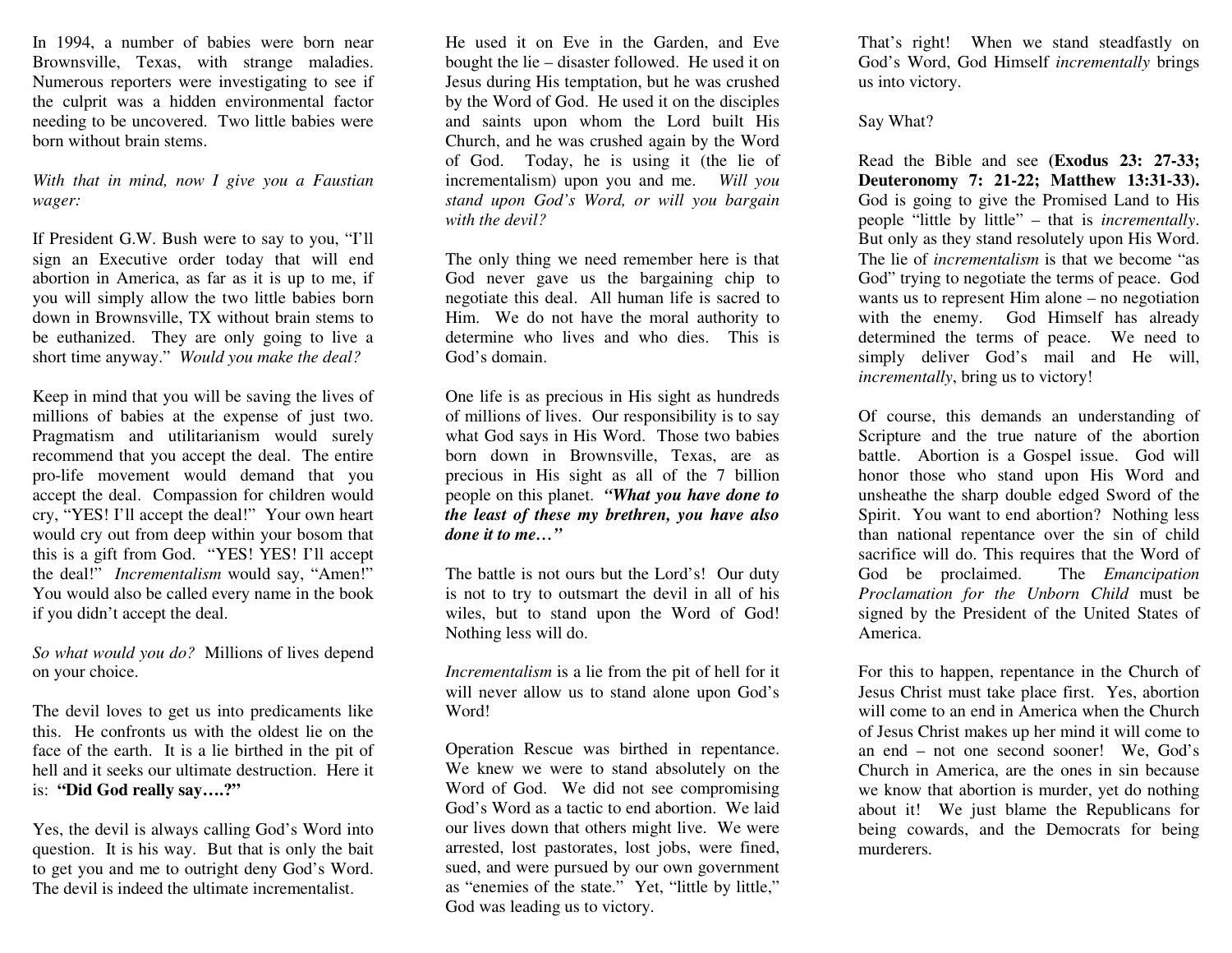In 1994, a number of babies were born near Brownsville, Texas, with strange maladies. Numerous reporters were investigating to see if the culprit was a hidden environmental factor needing to be uncovered. Two little babies were born without brain stems.

*With that in mind, now I give you a Faustian wager:*

If President G.W. Bush were to say to you, "I'll sign an Executive order today that will end abortion in America, as far as it is up to me, if you will simply allow the two little babies born down in Brownsville, TX without brain stems to be euthanized. They are only going to live a short time anyway." *Would you make the deal?*

Keep in mind that you will be saving the lives of millions of babies at the expense of just two. Pragmatism and utilitarianism would surely recommend that you accept the deal. The entire pro-life movement would demand that you accept the deal. Compassion for children would cry, "YES! I'll accept the deal!" Your own heart would cry out from deep within your bosom that this is a gift from God. "YES! YES! I'll accept the deal!" *Incrementalism* would say, "Amen!" You would also be called every name in the book if you didn't accept the deal.

*So what would you do?* Millions of lives depend on your choice.

The devil loves to get us into predicaments like this. He confronts us with the oldest lie on the face of the earth. It is a lie birthed in the pit of hell and it seeks our ultimate destruction. Here it is: **"Did God really say….?"**

Yes, the devil is always calling God's Word into question. It is his way. But that is only the bait to get you and me to outright deny God's Word. The devil is indeed the ultimate incrementalist.

He used it on Eve in the Garden, and Eve bought the lie – disaster followed. He used it on Jesus during His temptation, but he was crushed by the Word of God. He used it on the disciples and saints upon whom the Lord built His Church, and he was crushed again by the Word of God. Today, he is using it (the lie of incrementalism) upon you and me. *Will you stand upon God's Word, or will you bargain with the devil?*

The only thing we need remember here is that God never gave us the bargaining chip to negotiate this deal. All human life is sacred to Him. We do not have the moral authority to determine who lives and who dies. This is God's domain.

One life is as precious in His sight as hundreds of millions of lives. Our responsibility is to say what God says in His Word. Those two babies born down in Brownsville, Texas, are as precious in His sight as all of the 7 billion people on this planet. ***"What you have done to the least of these my brethren, you have also done it to me…"***

The battle is not ours but the Lord's! Our duty is not to try to outsmart the devil in all of his wiles, but to stand upon the Word of God! Nothing less will do.

*Incrementalism* is a lie from the pit of hell for it will never allow us to stand alone upon God's Word!

Operation Rescue was birthed in repentance. We knew we were to stand absolutely on the Word of God. We did not see compromising God's Word as a tactic to end abortion. We laid our lives down that others might live. We were arrested, lost pastorates, lost jobs, were fined, sued, and were pursued by our own government as "enemies of the state." Yet, "little by little," God was leading us to victory.

That's right! When we stand steadfastly on God's Word, God Himself *incrementally* brings us into victory.

Say What?

Read the Bible and see **(Exodus 23: 27-33; Deuteronomy 7: 21-22; Matthew 13:31-33).** God is going to give the Promised Land to His people "little by little" – that is *incrementally*. But only as they stand resolutely upon His Word. The lie of *incrementalism* is that we become "as God" trying to negotiate the terms of peace. God wants us to represent Him alone – no negotiation with the enemy. God Himself has already determined the terms of peace. We need to simply deliver God's mail and He will, *incrementally*, bring us to victory!

Of course, this demands an understanding of Scripture and the true nature of the abortion battle. Abortion is a Gospel issue. God will honor those who stand upon His Word and unsheathe the sharp double edged Sword of the Spirit. You want to end abortion? Nothing less than national repentance over the sin of child sacrifice will do. This requires that the Word of God be proclaimed. The *Emancipation Proclamation for the Unborn Child* must be signed by the President of the United States of America.

For this to happen, repentance in the Church of Jesus Christ must take place first. Yes, abortion will come to an end in America when the Church of Jesus Christ makes up her mind it will come to an end – not one second sooner! We, God's Church in America, are the ones in sin because we know that abortion is murder, yet do nothing about it! We just blame the Republicans for being cowards, and the Democrats for being murderers.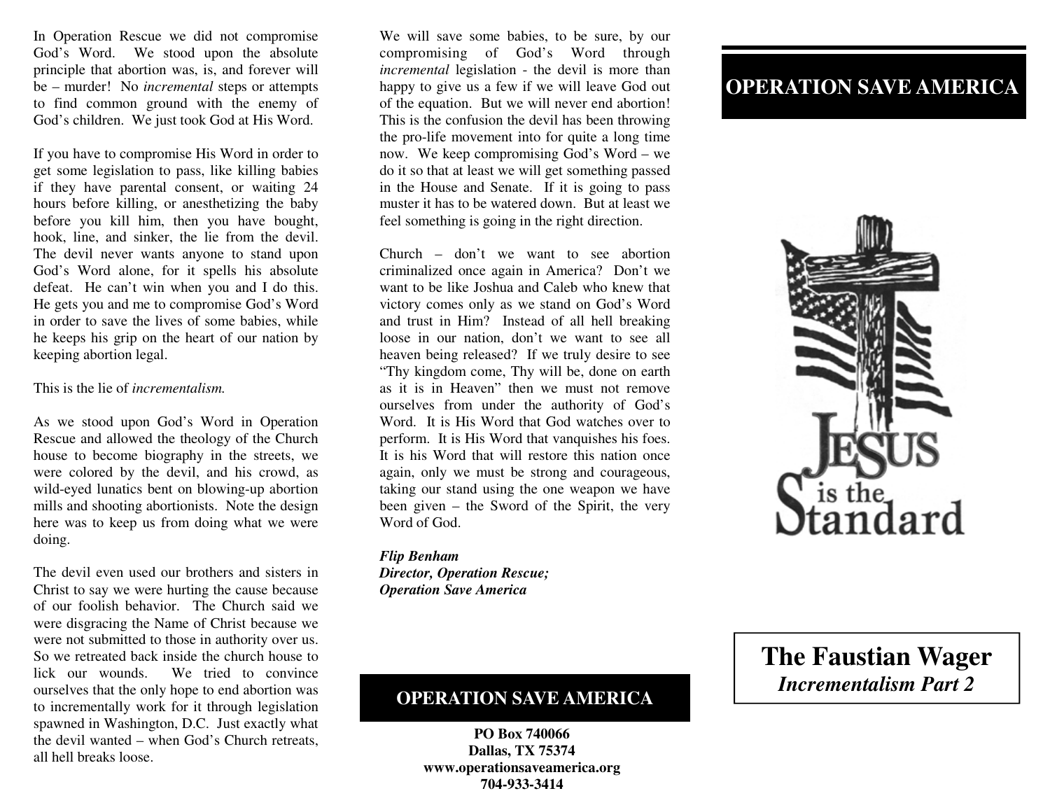In Operation Rescue we did not compromise God's Word. We stood upon the absolute principle that abortion was, is, and forever will be – murder! No *incremental* steps or attempts to find common ground with the enemy of God's children. We just took God at His Word.

If you have to compromise His Word in order to get some legislation to pass, like killing babies if they have parental consent, or waiting 24 hours before killing, or anesthetizing the baby before you kill him, then you have bought, hook, line, and sinker, the lie from the devil. The devil never wants anyone to stand upon God's Word alone, for it spells his absolute defeat. He can't win when you and I do this. He gets you and me to compromise God's Word in order to save the lives of some babies, while he keeps his grip on the heart of our nation by keeping abortion legal.

This is the lie of *incrementalism.*

As we stood upon God's Word in Operation Rescue and allowed the theology of the Church house to become biography in the streets, we were colored by the devil, and his crowd, as wild-eyed lunatics bent on blowing-up abortion mills and shooting abortionists. Note the design here was to keep us from doing what we were doing.

The devil even used our brothers and sisters in Christ to say we were hurting the cause because of our foolish behavior. The Church said we were disgracing the Name of Christ because we were not submitted to those in authority over us. So we retreated back inside the church house to lick our wounds. We tried to convince ourselves that the only hope to end abortion was to incrementally work for it through legislation spawned in Washington, D.C. Just exactly what the devil wanted – when God's Church retreats, all hell breaks loose.

We will save some babies, to be sure, by our compromising of God's Word through *incremental* legislation - the devil is more than happy to give us a few if we will leave God out of the equation. But we will never end abortion! This is the confusion the devil has been throwing the pro-life movement into for quite a long time now. We keep compromising God's Word – we do it so that at least we will get something passed in the House and Senate. If it is going to pass muster it has to be watered down. But at least we feel something is going in the right direction.

Church – don't we want to see abortion criminalized once again in America? Don't we want to be like Joshua and Caleb who knew that victory comes only as we stand on God's Word and trust in Him? Instead of all hell breaking loose in our nation, don't we want to see all heaven being released? If we truly desire to see "Thy kingdom come, Thy will be, done on earth as it is in Heaven" then we must not remove ourselves from under the authority of God's Word. It is His Word that God watches over to perform. It is His Word that vanquishes his foes. It is his Word that will restore this nation once again, only we must be strong and courageous, taking our stand using the one weapon we have been given – the Sword of the Spirit, the very Word of God.

***Flip Benham***
***Director, Operation Rescue;***
***Operation Save America***

## OPERATION SAVE AMERICA

**PO Box 740066**
**Dallas, TX 75374**
**www.operationsaveamerica.org**
**704-933-3414**

## OPERATION SAVE AMERICA

JESUS is the Standard

# The Faustian Wager
***Incrementalism Part 2***